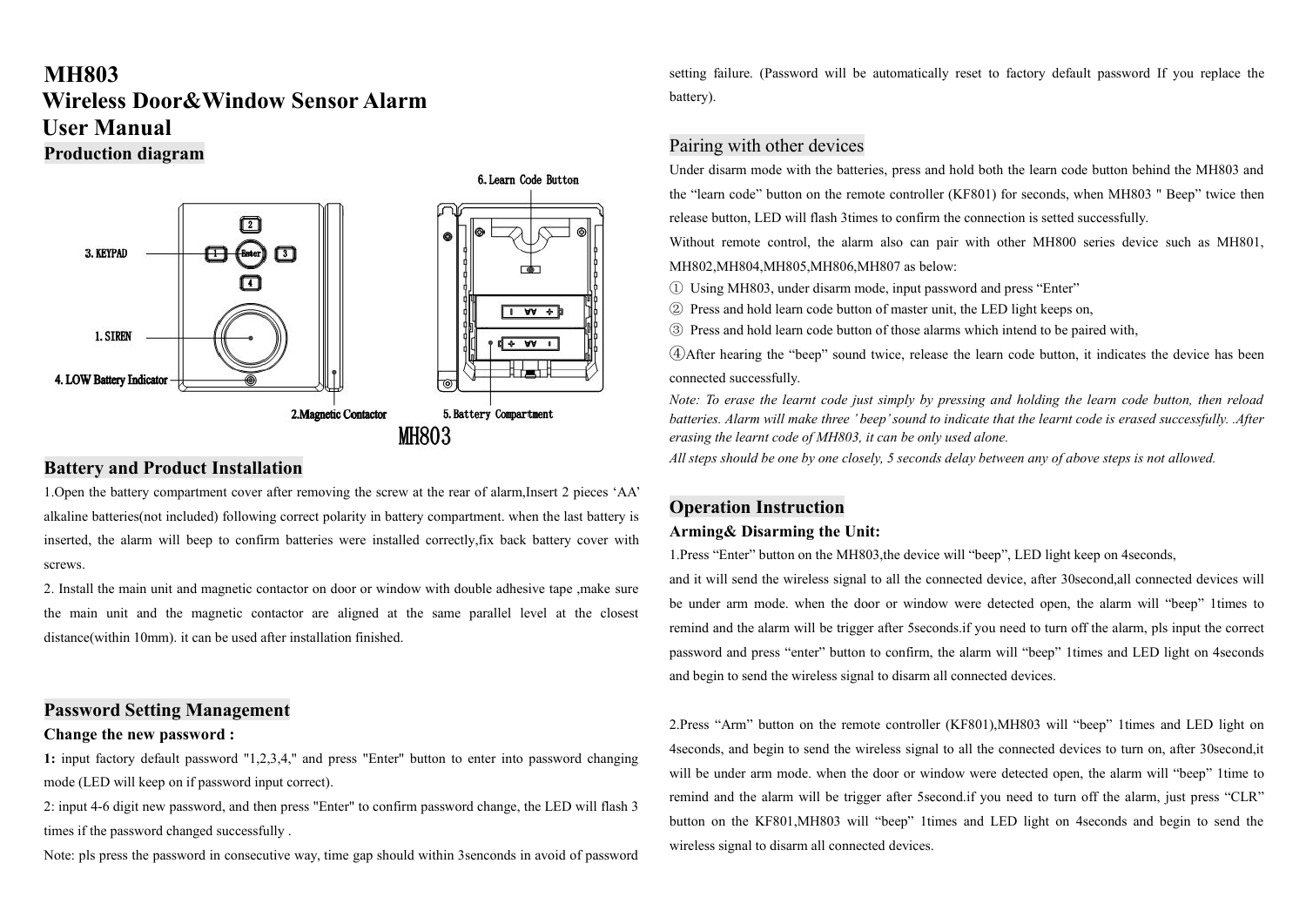# MH803
# Wireless Door&Window Sensor Alarm
# User Manual

## Production diagram

## Battery and Product Installation

1.Open the battery compartment cover after removing the screw at the rear of alarm,Insert 2 pieces 'AA' alkaline batteries(not included) following correct polarity in battery compartment. when the last battery is inserted, the alarm will beep to confirm batteries were installed correctly,fix back battery cover with screws.

2. Install the main unit and magnetic contactor on door or window with double adhesive tape ,make sure the main unit and the magnetic contactor are aligned at the same parallel level at the closest distance(within 10mm). it can be used after installation finished.

## Password Setting Management

**Change the new password :**

**1:** input factory default password "1,2,3,4," and press "Enter" button to enter into password changing mode (LED will keep on if password input correct).

2: input 4-6 digit new password, and then press "Enter" to confirm password change, the LED will flash 3 times if the password changed successfully .

Note: pls press the password in consecutive way, time gap should within 3senconds in avoid of password setting failure. (Password will be automatically reset to factory default password If you replace the battery).

## Pairing with other devices

Under disarm mode with the batteries, press and hold both the learn code button behind the MH803 and the "learn code" button on the remote controller (KF801) for seconds, when MH803 " Beep" twice then release button, LED will flash 3times to confirm the connection is setted successfully.

Without remote control, the alarm also can pair with other MH800 series device such as MH801, MH802,MH804,MH805,MH806,MH807 as below:

① Using MH803, under disarm mode, input password and press "Enter"

② Press and hold learn code button of master unit, the LED light keeps on,

③ Press and hold learn code button of those alarms which intend to be paired with,

④After hearing the "beep" sound twice, release the learn code button, it indicates the device has been connected successfully.

*Note: To erase the learnt code just simply by pressing and holding the learn code button, then reload batteries. Alarm will make three ' beep' sound to indicate that the learnt code is erased successfully. .After erasing the learnt code of MH803, it can be only used alone.*

*All steps should be one by one closely, 5 seconds delay between any of above steps is not allowed.*

## Operation Instruction

**Arming& Disarming the Unit:**

1.Press "Enter" button on the MH803,the device will "beep", LED light keep on 4seconds, and it will send the wireless signal to all the connected device, after 30second,all connected devices will be under arm mode. when the door or window were detected open, the alarm will "beep" 1times to remind and the alarm will be trigger after 5seconds.if you need to turn off the alarm, pls input the correct password and press "enter" button to confirm, the alarm will "beep" 1times and LED light on 4seconds and begin to send the wireless signal to disarm all connected devices.

2.Press "Arm" button on the remote controller (KF801),MH803 will "beep" 1times and LED light on 4seconds, and begin to send the wireless signal to all the connected devices to turn on, after 30second,it will be under arm mode. when the door or window were detected open, the alarm will "beep" 1time to remind and the alarm will be trigger after 5second.if you need to turn off the alarm, just press "CLR" button on the KF801,MH803 will "beep" 1times and LED light on 4seconds and begin to send the wireless signal to disarm all connected devices.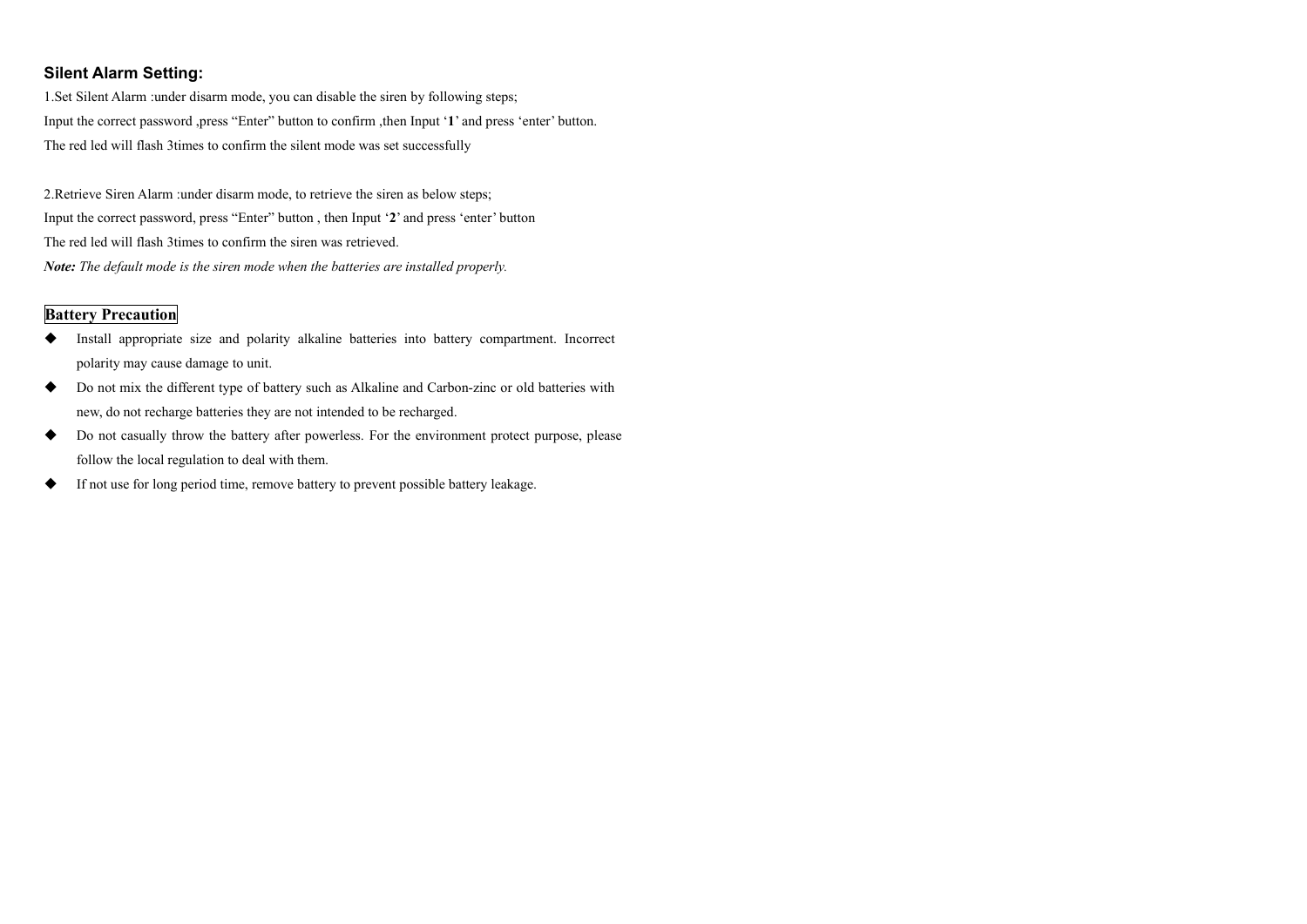### Silent Alarm Setting:

1.Set Silent Alarm :under disarm mode, you can disable the siren by following steps;

Input the correct password ,press "Enter" button to confirm ,then Input '**1**' and press 'enter' button.

The red led will flash 3times to confirm the silent mode was set successfully

2.Retrieve Siren Alarm :under disarm mode, to retrieve the siren as below steps;

Input the correct password, press "Enter" button , then Input '**2**' and press 'enter' button

The red led will flash 3times to confirm the siren was retrieved.

***Note:*** *The default mode is the siren mode when the batteries are installed properly.*

**Battery Precaution**

- Install appropriate size and polarity alkaline batteries into battery compartment. Incorrect polarity may cause damage to unit.
- Do not mix the different type of battery such as Alkaline and Carbon-zinc or old batteries with new, do not recharge batteries they are not intended to be recharged.
- Do not casually throw the battery after powerless. For the environment protect purpose, please follow the local regulation to deal with them.
- If not use for long period time, remove battery to prevent possible battery leakage.